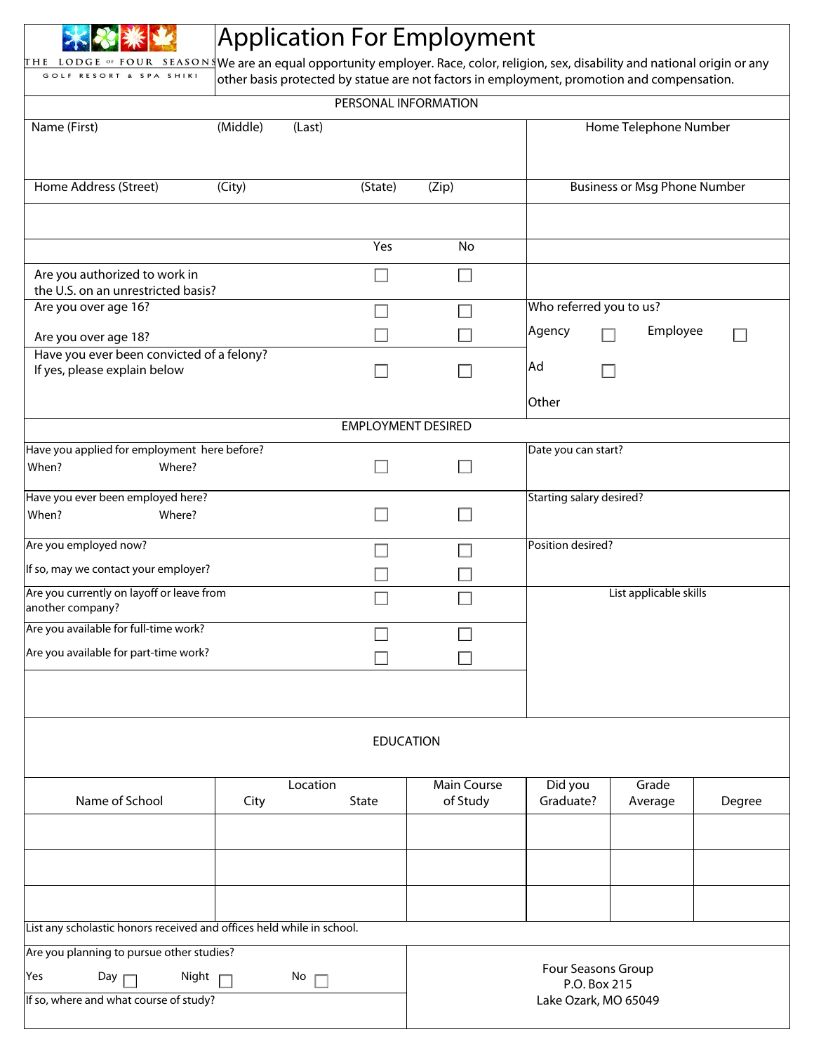THE LODGE OF FOUR SEASONS
GOLF RESORT & SPA SHIKI

# Application For Employment

We are an equal opportunity employer. Race, color, religion, sex, disability and national origin or any other basis protected by statue are not factors in employment, promotion and compensation.

## PERSONAL INFORMATION

| Name (First) | (Middle) | (Last) | Home Telephone Number |
|---|---|---|---|
| | | | |

| Home Address (Street) | (City) | (State) | (Zip) | Business or Msg Phone Number |
|---|---|---|---|---|
| | | | | |

| | Yes | No |
|---|---|---|
| Are you authorized to work in the U.S. on an unrestricted basis? | ☐ | ☐ |
| Are you over age 16? | ☐ | ☐ |
| Are you over age 18? | ☐ | ☐ |
| Have you ever been convicted of a felony? If yes, please explain below | ☐ | ☐ |

Who referred you to us?

Agency ☐ Employee ☐

Ad ☐

Other

## EMPLOYMENT DESIRED

| | Yes | No |
|---|---|---|
| Have you applied for employment here before? When? Where? | ☐ | ☐ |
| Have you ever been employed here? When? Where? | ☐ | ☐ |
| Are you employed now? | ☐ | ☐ |
| If so, may we contact your employer? | ☐ | ☐ |
| Are you currently on layoff or leave from another company? | ☐ | ☐ |
| Are you available for full-time work? | ☐ | ☐ |
| Are you available for part-time work? | ☐ | ☐ |

Date you can start?

Starting salary desired?

Position desired?

List applicable skills

## EDUCATION

| Name of School | Location City | State | Main Course of Study | Did you Graduate? | Grade Average | Degree |
|---|---|---|---|---|---|---|
| | | | | | | |
| | | | | | | |
| | | | | | | |

List any scholastic honors received and offices held while in school.

Are you planning to pursue other studies?

Yes Day ☐ Night ☐ No ☐

If so, where and what course of study?

Four Seasons Group
P.O. Box 215
Lake Ozark, MO 65049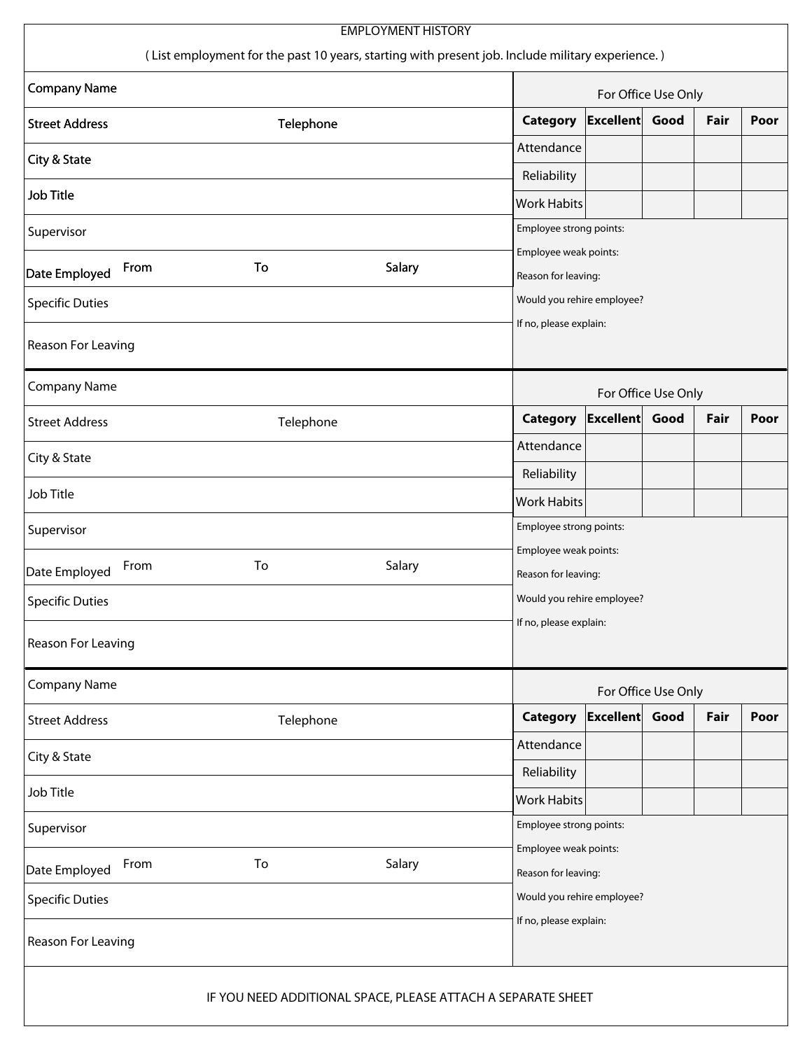# EMPLOYMENT HISTORY

( List employment for the past 10 years, starting with present job. Include military experience. )

Company Name

Street Address　　　　Telephone

City & State

Job Title

Supervisor

Date Employed　From　　　　To　　　　Salary

Specific Duties

Reason For Leaving

**For Office Use Only**

| Category | Excellent | Good | Fair | Poor |
|---|---|---|---|---|
| Attendance | | | | |
| Reliability | | | | |
| Work Habits | | | | |

Employee strong points:

Employee weak points:

Reason for leaving:

Would you rehire employee?

If no, please explain:

---

Company Name

Street Address　　　　Telephone

City & State

Job Title

Supervisor

Date Employed　From　　　　To　　　　Salary

Specific Duties

Reason For Leaving

**For Office Use Only**

| Category | Excellent | Good | Fair | Poor |
|---|---|---|---|---|
| Attendance | | | | |
| Reliability | | | | |
| Work Habits | | | | |

Employee strong points:

Employee weak points:

Reason for leaving:

Would you rehire employee?

If no, please explain:

---

Company Name

Street Address　　　　Telephone

City & State

Job Title

Supervisor

Date Employed　From　　　　To　　　　Salary

Specific Duties

Reason For Leaving

**For Office Use Only**

| Category | Excellent | Good | Fair | Poor |
|---|---|---|---|---|
| Attendance | | | | |
| Reliability | | | | |
| Work Habits | | | | |

Employee strong points:

Employee weak points:

Reason for leaving:

Would you rehire employee?

If no, please explain:

---

IF YOU NEED ADDITIONAL SPACE, PLEASE ATTACH A SEPARATE SHEET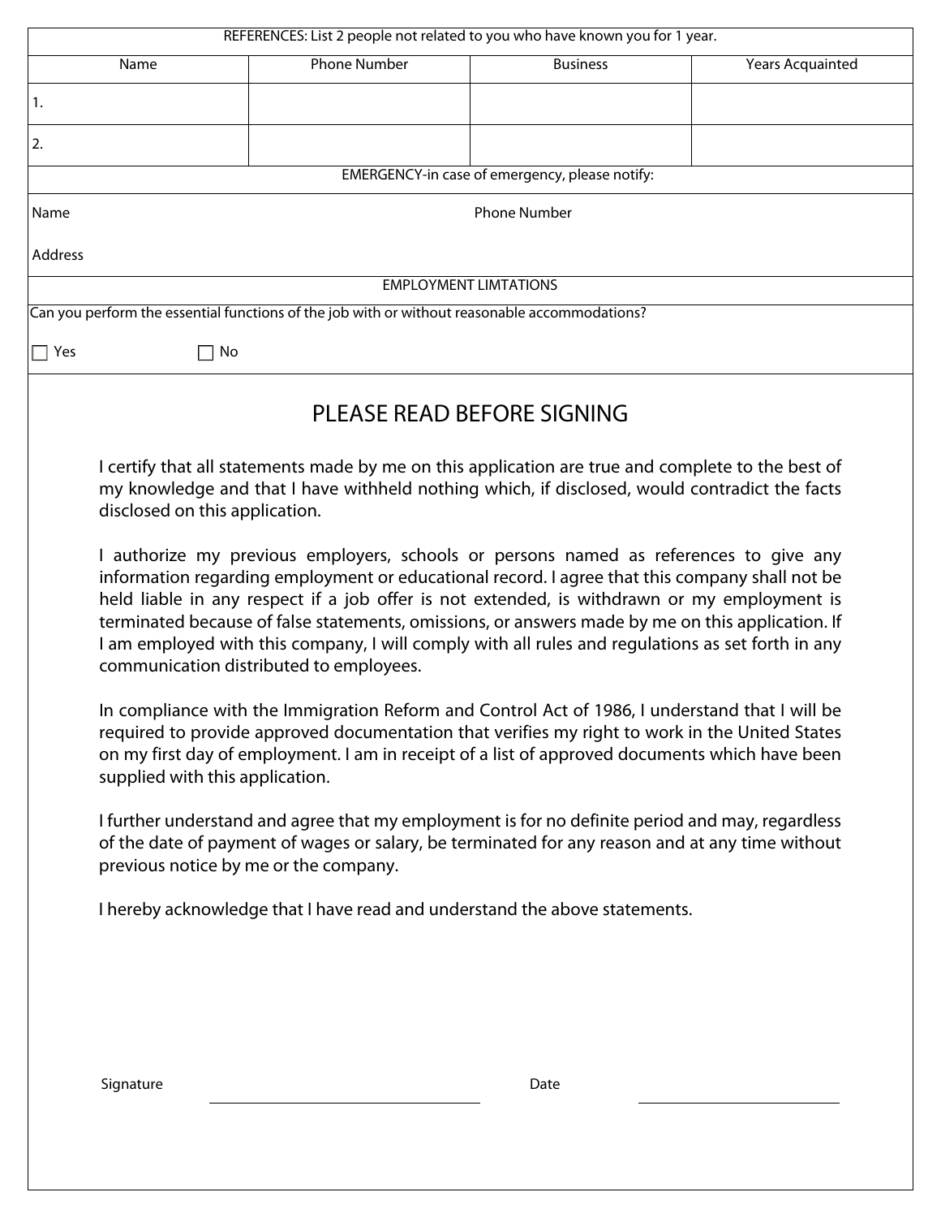REFERENCES: List 2 people not related to you who have known you for 1 year.

| Name | Phone Number | Business | Years Acquainted |
| --- | --- | --- | --- |
| 1. | | | |
| 2. | | | |

EMERGENCY-in case of emergency, please notify:

Name | Phone Number

Address

EMPLOYMENT LIMTATIONS

Can you perform the essential functions of the job with or without reasonable accommodations?

☐ Yes ☐ No

## PLEASE READ BEFORE SIGNING

I certify that all statements made by me on this application are true and complete to the best of my knowledge and that I have withheld nothing which, if disclosed, would contradict the facts disclosed on this application.

I authorize my previous employers, schools or persons named as references to give any information regarding employment or educational record. I agree that this company shall not be held liable in any respect if a job offer is not extended, is withdrawn or my employment is terminated because of false statements, omissions, or answers made by me on this application. If I am employed with this company, I will comply with all rules and regulations as set forth in any communication distributed to employees.

In compliance with the Immigration Reform and Control Act of 1986, I understand that I will be required to provide approved documentation that verifies my right to work in the United States on my first day of employment. I am in receipt of a list of approved documents which have been supplied with this application.

I further understand and agree that my employment is for no definite period and may, regardless of the date of payment of wages or salary, be terminated for any reason and at any time without previous notice by me or the company.

I hereby acknowledge that I have read and understand the above statements.

Signature ______________________ Date ______________________